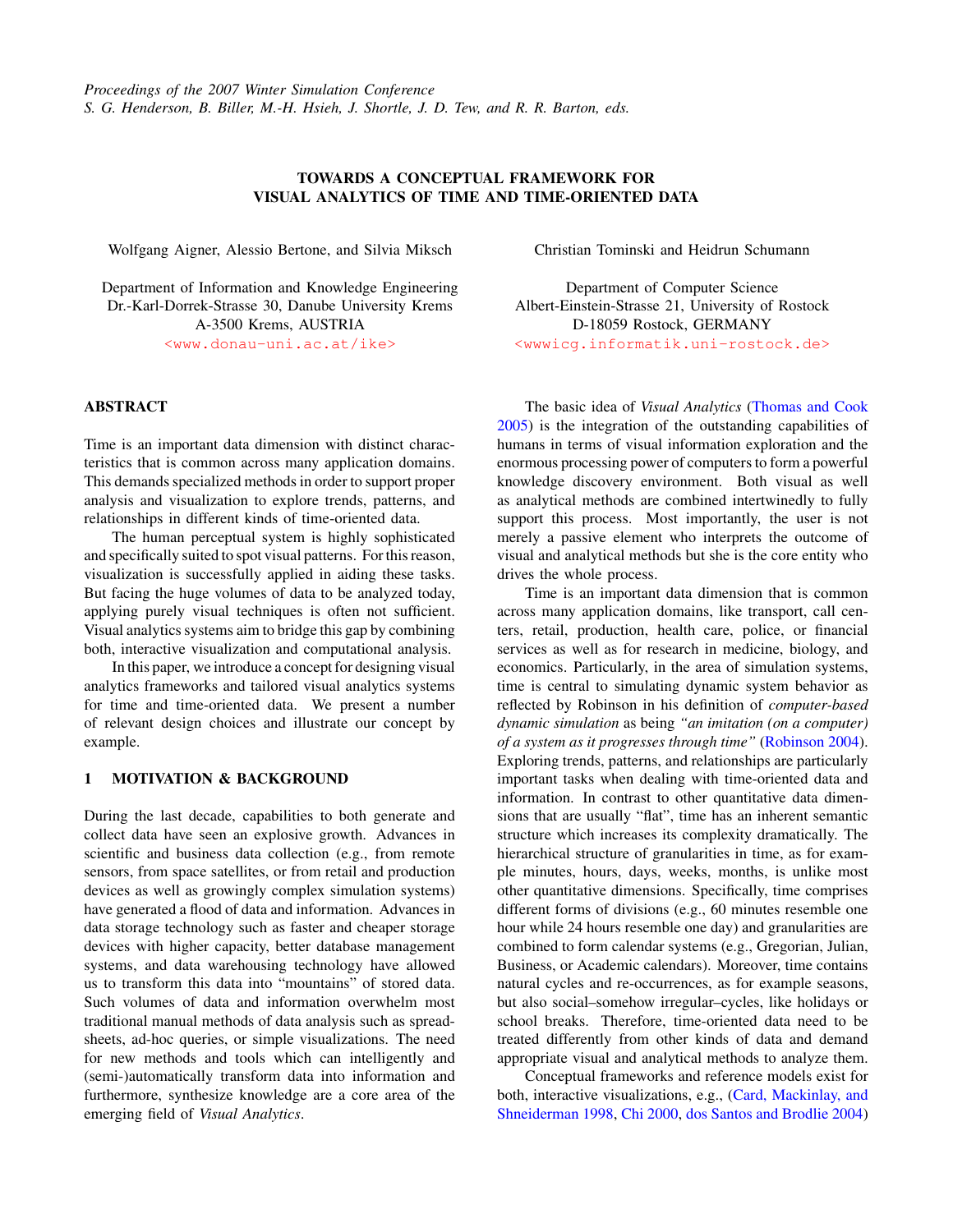*Proceedings of the 2007 Winter Simulation Conference*
*S. G. Henderson, B. Biller, M.-H. Hsieh, J. Shortle, J. D. Tew, and R. R. Barton, eds.*

# TOWARDS A CONCEPTUAL FRAMEWORK FOR VISUAL ANALYTICS OF TIME AND TIME-ORIENTED DATA

Wolfgang Aigner, Alessio Bertone, and Silvia Miksch

Department of Information and Knowledge Engineering
Dr.-Karl-Dorrek-Strasse 30, Danube University Krems
A-3500 Krems, AUSTRIA
<www.donau-uni.ac.at/ike>

Christian Tominski and Heidrun Schumann

Department of Computer Science
Albert-Einstein-Strasse 21, University of Rostock
D-18059 Rostock, GERMANY
<wwwicg.informatik.uni-rostock.de>

## ABSTRACT

Time is an important data dimension with distinct characteristics that is common across many application domains. This demands specialized methods in order to support proper analysis and visualization to explore trends, patterns, and relationships in different kinds of time-oriented data.

The human perceptual system is highly sophisticated and specifically suited to spot visual patterns. For this reason, visualization is successfully applied in aiding these tasks. But facing the huge volumes of data to be analyzed today, applying purely visual techniques is often not sufficient. Visual analytics systems aim to bridge this gap by combining both, interactive visualization and computational analysis.

In this paper, we introduce a concept for designing visual analytics frameworks and tailored visual analytics systems for time and time-oriented data. We present a number of relevant design choices and illustrate our concept by example.

## 1 MOTIVATION & BACKGROUND

During the last decade, capabilities to both generate and collect data have seen an explosive growth. Advances in scientific and business data collection (e.g., from remote sensors, from space satellites, or from retail and production devices as well as growingly complex simulation systems) have generated a flood of data and information. Advances in data storage technology such as faster and cheaper storage devices with higher capacity, better database management systems, and data warehousing technology have allowed us to transform this data into "mountains" of stored data. Such volumes of data and information overwhelm most traditional manual methods of data analysis such as spreadsheets, ad-hoc queries, or simple visualizations. The need for new methods and tools which can intelligently and (semi-)automatically transform data into information and furthermore, synthesize knowledge are a core area of the emerging field of *Visual Analytics*.

The basic idea of *Visual Analytics* (Thomas and Cook 2005) is the integration of the outstanding capabilities of humans in terms of visual information exploration and the enormous processing power of computers to form a powerful knowledge discovery environment. Both visual as well as analytical methods are combined intertwinedly to fully support this process. Most importantly, the user is not merely a passive element who interprets the outcome of visual and analytical methods but she is the core entity who drives the whole process.

Time is an important data dimension that is common across many application domains, like transport, call centers, retail, production, health care, police, or financial services as well as for research in medicine, biology, and economics. Particularly, in the area of simulation systems, time is central to simulating dynamic system behavior as reflected by Robinson in his definition of *computer-based dynamic simulation* as being *"an imitation (on a computer) of a system as it progresses through time"* (Robinson 2004). Exploring trends, patterns, and relationships are particularly important tasks when dealing with time-oriented data and information. In contrast to other quantitative data dimensions that are usually "flat", time has an inherent semantic structure which increases its complexity dramatically. The hierarchical structure of granularities in time, as for example minutes, hours, days, weeks, months, is unlike most other quantitative dimensions. Specifically, time comprises different forms of divisions (e.g., 60 minutes resemble one hour while 24 hours resemble one day) and granularities are combined to form calendar systems (e.g., Gregorian, Julian, Business, or Academic calendars). Moreover, time contains natural cycles and re-occurrences, as for example seasons, but also social–somehow irregular–cycles, like holidays or school breaks. Therefore, time-oriented data need to be treated differently from other kinds of data and demand appropriate visual and analytical methods to analyze them.

Conceptual frameworks and reference models exist for both, interactive visualizations, e.g., (Card, Mackinlay, and Shneiderman 1998, Chi 2000, dos Santos and Brodlie 2004)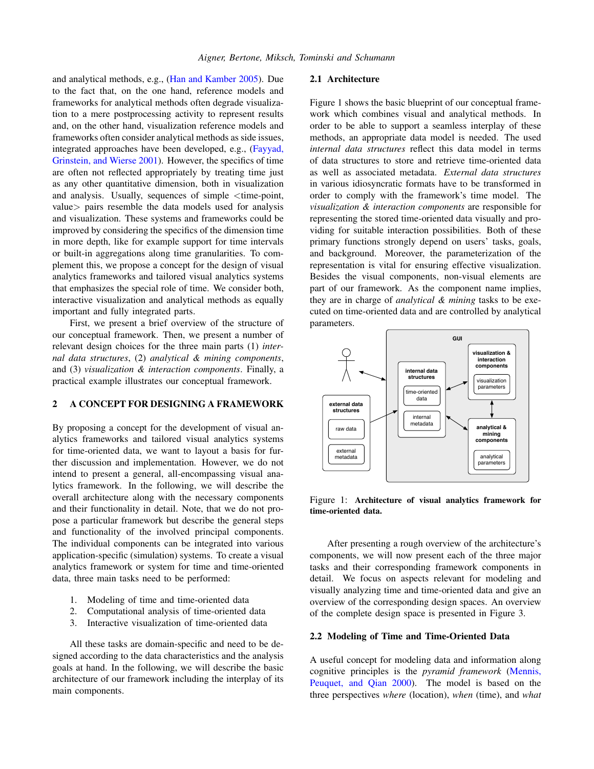and analytical methods, e.g., (Han and Kamber 2005). Due to the fact that, on the one hand, reference models and frameworks for analytical methods often degrade visualization to a mere postprocessing activity to represent results and, on the other hand, visualization reference models and frameworks often consider analytical methods as side issues, integrated approaches have been developed, e.g., (Fayyad, Grinstein, and Wierse 2001). However, the specifics of time are often not reflected appropriately by treating time just as any other quantitative dimension, both in visualization and analysis. Usually, sequences of simple <time-point, value> pairs resemble the data models used for analysis and visualization. These systems and frameworks could be improved by considering the specifics of the dimension time in more depth, like for example support for time intervals or built-in aggregations along time granularities. To complement this, we propose a concept for the design of visual analytics frameworks and tailored visual analytics systems that emphasizes the special role of time. We consider both, interactive visualization and analytical methods as equally important and fully integrated parts.

First, we present a brief overview of the structure of our conceptual framework. Then, we present a number of relevant design choices for the three main parts (1) *internal data structures*, (2) *analytical & mining components*, and (3) *visualization & interaction components*. Finally, a practical example illustrates our conceptual framework.

## 2 A CONCEPT FOR DESIGNING A FRAMEWORK

By proposing a concept for the development of visual analytics frameworks and tailored visual analytics systems for time-oriented data, we want to layout a basis for further discussion and implementation. However, we do not intend to present a general, all-encompassing visual analytics framework. In the following, we will describe the overall architecture along with the necessary components and their functionality in detail. Note, that we do not propose a particular framework but describe the general steps and functionality of the involved principal components. The individual components can be integrated into various application-specific (simulation) systems. To create a visual analytics framework or system for time and time-oriented data, three main tasks need to be performed:

1. Modeling of time and time-oriented data
2. Computational analysis of time-oriented data
3. Interactive visualization of time-oriented data

All these tasks are domain-specific and need to be designed according to the data characteristics and the analysis goals at hand. In the following, we will describe the basic architecture of our framework including the interplay of its main components.

### 2.1 Architecture

Figure 1 shows the basic blueprint of our conceptual framework which combines visual and analytical methods. In order to be able to support a seamless interplay of these methods, an appropriate data model is needed. The used *internal data structures* reflect this data model in terms of data structures to store and retrieve time-oriented data as well as associated metadata. *External data structures* in various idiosyncratic formats have to be transformed in order to comply with the framework's time model. The *visualization & interaction components* are responsible for representing the stored time-oriented data visually and providing for suitable interaction possibilities. Both of these primary functions strongly depend on users' tasks, goals, and background. Moreover, the parameterization of the representation is vital for ensuring effective visualization. Besides the visual components, non-visual elements are part of our framework. As the component name implies, they are in charge of *analytical & mining* tasks to be executed on time-oriented data and are controlled by analytical parameters.

Figure 1: **Architecture of visual analytics framework for time-oriented data.**

After presenting a rough overview of the architecture's components, we will now present each of the three major tasks and their corresponding framework components in detail. We focus on aspects relevant for modeling and visually analyzing time and time-oriented data and give an overview of the corresponding design spaces. An overview of the complete design space is presented in Figure 3.

### 2.2 Modeling of Time and Time-Oriented Data

A useful concept for modeling data and information along cognitive principles is the *pyramid framework* (Mennis, Peuquet, and Qian 2000). The model is based on the three perspectives *where* (location), *when* (time), and *what*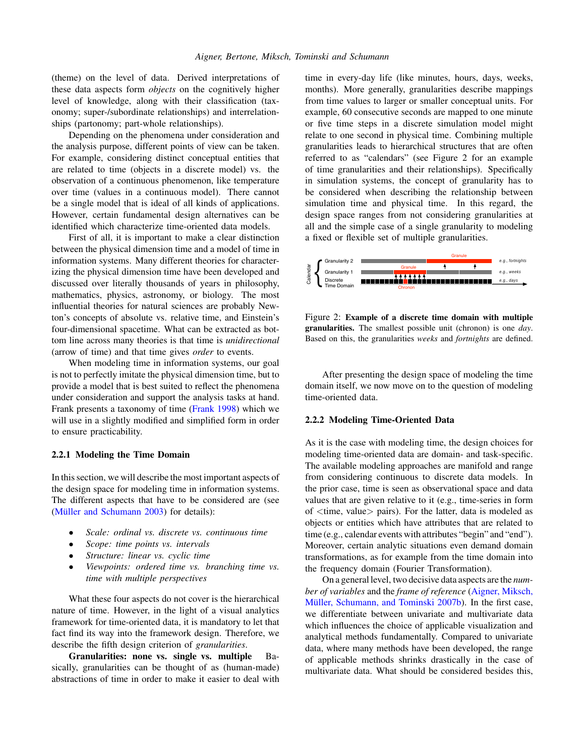(theme) on the level of data. Derived interpretations of these data aspects form *objects* on the cognitively higher level of knowledge, along with their classification (taxonomy; super-/subordinate relationships) and interrelationships (partonomy; part-whole relationships).

Depending on the phenomena under consideration and the analysis purpose, different points of view can be taken. For example, considering distinct conceptual entities that are related to time (objects in a discrete model) vs. the observation of a continuous phenomenon, like temperature over time (values in a continuous model). There cannot be a single model that is ideal of all kinds of applications. However, certain fundamental design alternatives can be identified which characterize time-oriented data models.

First of all, it is important to make a clear distinction between the physical dimension time and a model of time in information systems. Many different theories for characterizing the physical dimension time have been developed and discussed over literally thousands of years in philosophy, mathematics, physics, astronomy, or biology. The most influential theories for natural sciences are probably Newton's concepts of absolute vs. relative time, and Einstein's four-dimensional spacetime. What can be extracted as bottom line across many theories is that time is *unidirectional* (arrow of time) and that time gives *order* to events.

When modeling time in information systems, our goal is not to perfectly imitate the physical dimension time, but to provide a model that is best suited to reflect the phenomena under consideration and support the analysis tasks at hand. Frank presents a taxonomy of time (Frank 1998) which we will use in a slightly modified and simplified form in order to ensure practicability.

### 2.2.1 Modeling the Time Domain

In this section, we will describe the most important aspects of the design space for modeling time in information systems. The different aspects that have to be considered are (see (Müller and Schumann 2003) for details):

- *Scale: ordinal vs. discrete vs. continuous time*
- *Scope: time points vs. intervals*
- *Structure: linear vs. cyclic time*
- *Viewpoints: ordered time vs. branching time vs. time with multiple perspectives*

What these four aspects do not cover is the hierarchical nature of time. However, in the light of a visual analytics framework for time-oriented data, it is mandatory to let that fact find its way into the framework design. Therefore, we describe the fifth design criterion of *granularities*.

**Granularities: none vs. single vs. multiple** Basically, granularities can be thought of as (human-made) abstractions of time in order to make it easier to deal with time in every-day life (like minutes, hours, days, weeks, months). More generally, granularities describe mappings from time values to larger or smaller conceptual units. For example, 60 consecutive seconds are mapped to one minute or five time steps in a discrete simulation model might relate to one second in physical time. Combining multiple granularities leads to hierarchical structures that are often referred to as "calendars" (see Figure 2 for an example of time granularities and their relationships). Specifically in simulation systems, the concept of granularity has to be considered when describing the relationship between simulation time and physical time. In this regard, the design space ranges from not considering granularities at all and the simple case of a single granularity to modeling a fixed or flexible set of multiple granularities.

Calendar
Granularity 2
Granularity 1
Discrete Time Domain
Granule
Granule
Chronon
e.g., fortnights
e.g., weeks
e.g., days

Figure 2: **Example of a discrete time domain with multiple granularities.** The smallest possible unit (chronon) is one *day*. Based on this, the granularities *weeks* and *fortnights* are defined.

After presenting the design space of modeling the time domain itself, we now move on to the question of modeling time-oriented data.

### 2.2.2 Modeling Time-Oriented Data

As it is the case with modeling time, the design choices for modeling time-oriented data are domain- and task-specific. The available modeling approaches are manifold and range from considering continuous to discrete data models. In the prior case, time is seen as observational space and data values that are given relative to it (e.g., time-series in form of <time, value> pairs). For the latter, data is modeled as objects or entities which have attributes that are related to time (e.g., calendar events with attributes "begin" and "end"). Moreover, certain analytic situations even demand domain transformations, as for example from the time domain into the frequency domain (Fourier Transformation).

On a general level, two decisive data aspects are the *number of variables* and the *frame of reference* (Aigner, Miksch, Müller, Schumann, and Tominski 2007b). In the first case, we differentiate between univariate and multivariate data which influences the choice of applicable visualization and analytical methods fundamentally. Compared to univariate data, where many methods have been developed, the range of applicable methods shrinks drastically in the case of multivariate data. What should be considered besides this,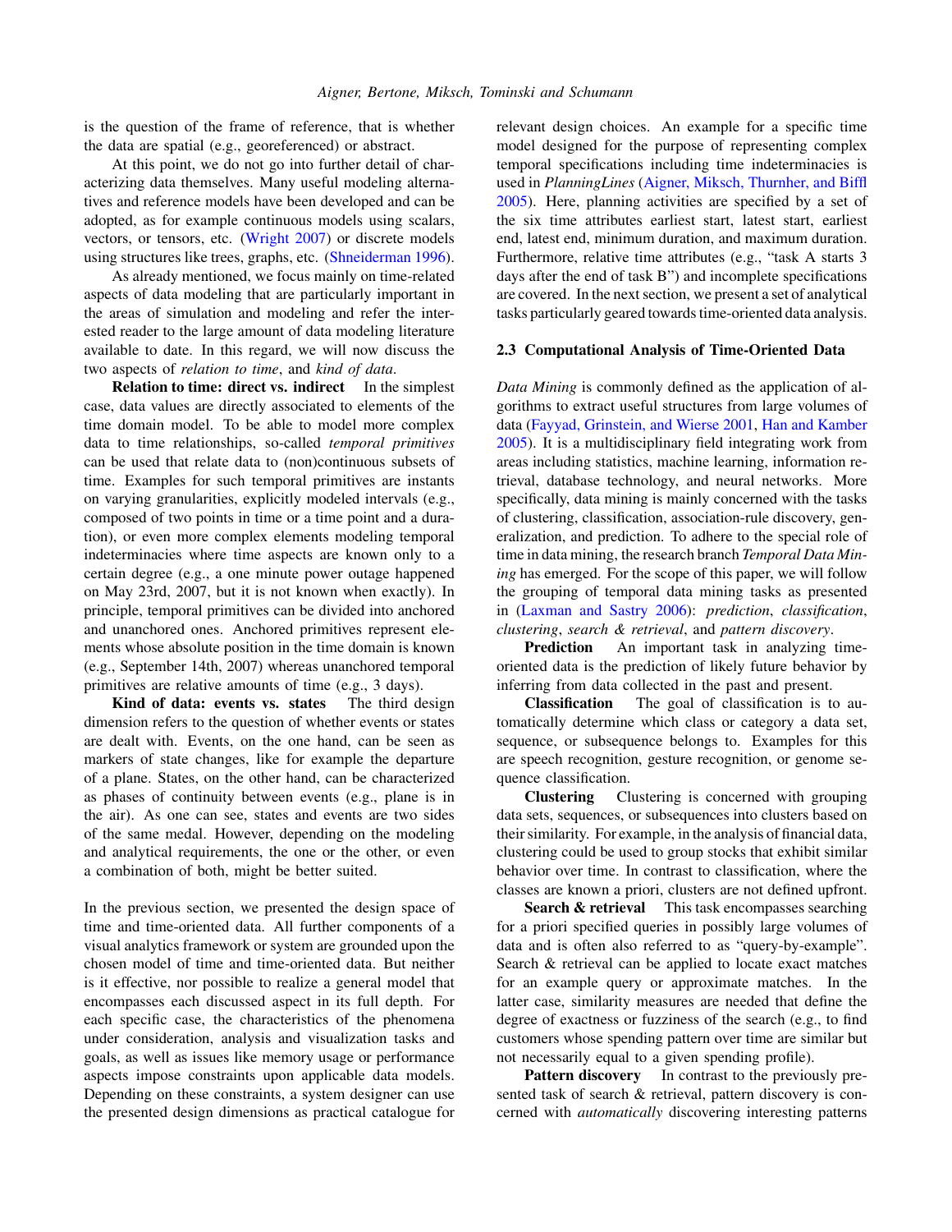is the question of the frame of reference, that is whether the data are spatial (e.g., georeferenced) or abstract.

At this point, we do not go into further detail of characterizing data themselves. Many useful modeling alternatives and reference models have been developed and can be adopted, as for example continuous models using scalars, vectors, or tensors, etc. (Wright 2007) or discrete models using structures like trees, graphs, etc. (Shneiderman 1996).

As already mentioned, we focus mainly on time-related aspects of data modeling that are particularly important in the areas of simulation and modeling and refer the interested reader to the large amount of data modeling literature available to date. In this regard, we will now discuss the two aspects of *relation to time*, and *kind of data*.

**Relation to time: direct vs. indirect** In the simplest case, data values are directly associated to elements of the time domain model. To be able to model more complex data to time relationships, so-called *temporal primitives* can be used that relate data to (non)continuous subsets of time. Examples for such temporal primitives are instants on varying granularities, explicitly modeled intervals (e.g., composed of two points in time or a time point and a duration), or even more complex elements modeling temporal indeterminacies where time aspects are known only to a certain degree (e.g., a one minute power outage happened on May 23rd, 2007, but it is not known when exactly). In principle, temporal primitives can be divided into anchored and unanchored ones. Anchored primitives represent elements whose absolute position in the time domain is known (e.g., September 14th, 2007) whereas unanchored temporal primitives are relative amounts of time (e.g., 3 days).

**Kind of data: events vs. states** The third design dimension refers to the question of whether events or states are dealt with. Events, on the one hand, can be seen as markers of state changes, like for example the departure of a plane. States, on the other hand, can be characterized as phases of continuity between events (e.g., plane is in the air). As one can see, states and events are two sides of the same medal. However, depending on the modeling and analytical requirements, the one or the other, or even a combination of both, might be better suited.

In the previous section, we presented the design space of time and time-oriented data. All further components of a visual analytics framework or system are grounded upon the chosen model of time and time-oriented data. But neither is it effective, nor possible to realize a general model that encompasses each discussed aspect in its full depth. For each specific case, the characteristics of the phenomena under consideration, analysis and visualization tasks and goals, as well as issues like memory usage or performance aspects impose constraints upon applicable data models. Depending on these constraints, a system designer can use the presented design dimensions as practical catalogue for relevant design choices. An example for a specific time model designed for the purpose of representing complex temporal specifications including time indeterminacies is used in *PlanningLines* (Aigner, Miksch, Thurnher, and Biffl 2005). Here, planning activities are specified by a set of the six time attributes earliest start, latest start, earliest end, latest end, minimum duration, and maximum duration. Furthermore, relative time attributes (e.g., "task A starts 3 days after the end of task B") and incomplete specifications are covered. In the next section, we present a set of analytical tasks particularly geared towards time-oriented data analysis.

### 2.3 Computational Analysis of Time-Oriented Data

*Data Mining* is commonly defined as the application of algorithms to extract useful structures from large volumes of data (Fayyad, Grinstein, and Wierse 2001, Han and Kamber 2005). It is a multidisciplinary field integrating work from areas including statistics, machine learning, information retrieval, database technology, and neural networks. More specifically, data mining is mainly concerned with the tasks of clustering, classification, association-rule discovery, generalization, and prediction. To adhere to the special role of time in data mining, the research branch *Temporal Data Mining* has emerged. For the scope of this paper, we will follow the grouping of temporal data mining tasks as presented in (Laxman and Sastry 2006): *prediction*, *classification*, *clustering*, *search & retrieval*, and *pattern discovery*.

**Prediction** An important task in analyzing time-oriented data is the prediction of likely future behavior by inferring from data collected in the past and present.

**Classification** The goal of classification is to automatically determine which class or category a data set, sequence, or subsequence belongs to. Examples for this are speech recognition, gesture recognition, or genome sequence classification.

**Clustering** Clustering is concerned with grouping data sets, sequences, or subsequences into clusters based on their similarity. For example, in the analysis of financial data, clustering could be used to group stocks that exhibit similar behavior over time. In contrast to classification, where the classes are known a priori, clusters are not defined upfront.

**Search & retrieval** This task encompasses searching for a priori specified queries in possibly large volumes of data and is often also referred to as "query-by-example". Search & retrieval can be applied to locate exact matches for an example query or approximate matches. In the latter case, similarity measures are needed that define the degree of exactness or fuzziness of the search (e.g., to find customers whose spending pattern over time are similar but not necessarily equal to a given spending profile).

**Pattern discovery** In contrast to the previously presented task of search & retrieval, pattern discovery is concerned with *automatically* discovering interesting patterns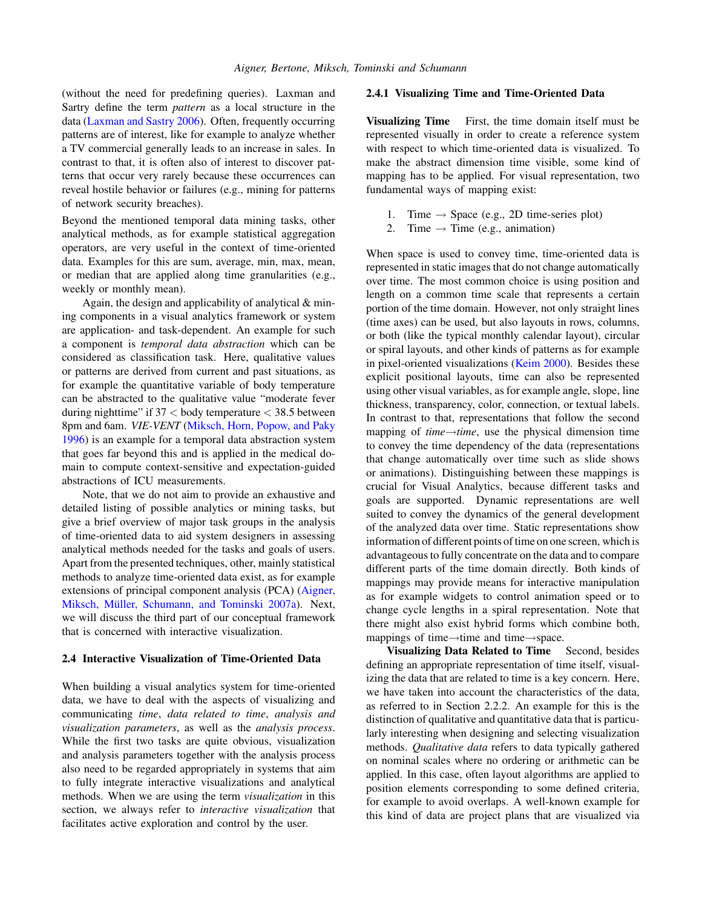(without the need for predefining queries). Laxman and Sartry define the term *pattern* as a local structure in the data (Laxman and Sastry 2006). Often, frequently occurring patterns are of interest, like for example to analyze whether a TV commercial generally leads to an increase in sales. In contrast to that, it is often also of interest to discover patterns that occur very rarely because these occurrences can reveal hostile behavior or failures (e.g., mining for patterns of network security breaches).

Beyond the mentioned temporal data mining tasks, other analytical methods, as for example statistical aggregation operators, are very useful in the context of time-oriented data. Examples for this are sum, average, min, max, mean, or median that are applied along time granularities (e.g., weekly or monthly mean).

Again, the design and applicability of analytical & mining components in a visual analytics framework or system are application- and task-dependent. An example for such a component is *temporal data abstraction* which can be considered as classification task. Here, qualitative values or patterns are derived from current and past situations, as for example the quantitative variable of body temperature can be abstracted to the qualitative value "moderate fever during nighttime" if $37 <$ body temperature $< 38.5$ between 8pm and 6am. *VIE-VENT* (Miksch, Horn, Popow, and Paky 1996) is an example for a temporal data abstraction system that goes far beyond this and is applied in the medical domain to compute context-sensitive and expectation-guided abstractions of ICU measurements.

Note, that we do not aim to provide an exhaustive and detailed listing of possible analytics or mining tasks, but give a brief overview of major task groups in the analysis of time-oriented data to aid system designers in assessing analytical methods needed for the tasks and goals of users. Apart from the presented techniques, other, mainly statistical methods to analyze time-oriented data exist, as for example extensions of principal component analysis (PCA) (Aigner, Miksch, Müller, Schumann, and Tominski 2007a). Next, we will discuss the third part of our conceptual framework that is concerned with interactive visualization.

## 2.4 Interactive Visualization of Time-Oriented Data

When building a visual analytics system for time-oriented data, we have to deal with the aspects of visualizing and communicating *time*, *data related to time*, *analysis and visualization parameters*, as well as the *analysis process*. While the first two tasks are quite obvious, visualization and analysis parameters together with the analysis process also need to be regarded appropriately in systems that aim to fully integrate interactive visualizations and analytical methods. When we are using the term *visualization* in this section, we always refer to *interactive visualization* that facilitates active exploration and control by the user.

### 2.4.1 Visualizing Time and Time-Oriented Data

**Visualizing Time** First, the time domain itself must be represented visually in order to create a reference system with respect to which time-oriented data is visualized. To make the abstract dimension time visible, some kind of mapping has to be applied. For visual representation, two fundamental ways of mapping exist:

1. Time → Space (e.g., 2D time-series plot)
2. Time → Time (e.g., animation)

When space is used to convey time, time-oriented data is represented in static images that do not change automatically over time. The most common choice is using position and length on a common time scale that represents a certain portion of the time domain. However, not only straight lines (time axes) can be used, but also layouts in rows, columns, or both (like the typical monthly calendar layout), circular or spiral layouts, and other kinds of patterns as for example in pixel-oriented visualizations (Keim 2000). Besides these explicit positional layouts, time can also be represented using other visual variables, as for example angle, slope, line thickness, transparency, color, connection, or textual labels. In contrast to that, representations that follow the second mapping of *time→time*, use the physical dimension time to convey the time dependency of the data (representations that change automatically over time such as slide shows or animations). Distinguishing between these mappings is crucial for Visual Analytics, because different tasks and goals are supported. Dynamic representations are well suited to convey the dynamics of the general development of the analyzed data over time. Static representations show information of different points of time on one screen, which is advantageous to fully concentrate on the data and to compare different parts of the time domain directly. Both kinds of mappings may provide means for interactive manipulation as for example widgets to control animation speed or to change cycle lengths in a spiral representation. Note that there might also exist hybrid forms which combine both, mappings of time→time and time→space.

**Visualizing Data Related to Time** Second, besides defining an appropriate representation of time itself, visualizing the data that are related to time is a key concern. Here, we have taken into account the characteristics of the data, as referred to in Section 2.2.2. An example for this is the distinction of qualitative and quantitative data that is particularly interesting when designing and selecting visualization methods. *Qualitative data* refers to data typically gathered on nominal scales where no ordering or arithmetic can be applied. In this case, often layout algorithms are applied to position elements corresponding to some defined criteria, for example to avoid overlaps. A well-known example for this kind of data are project plans that are visualized via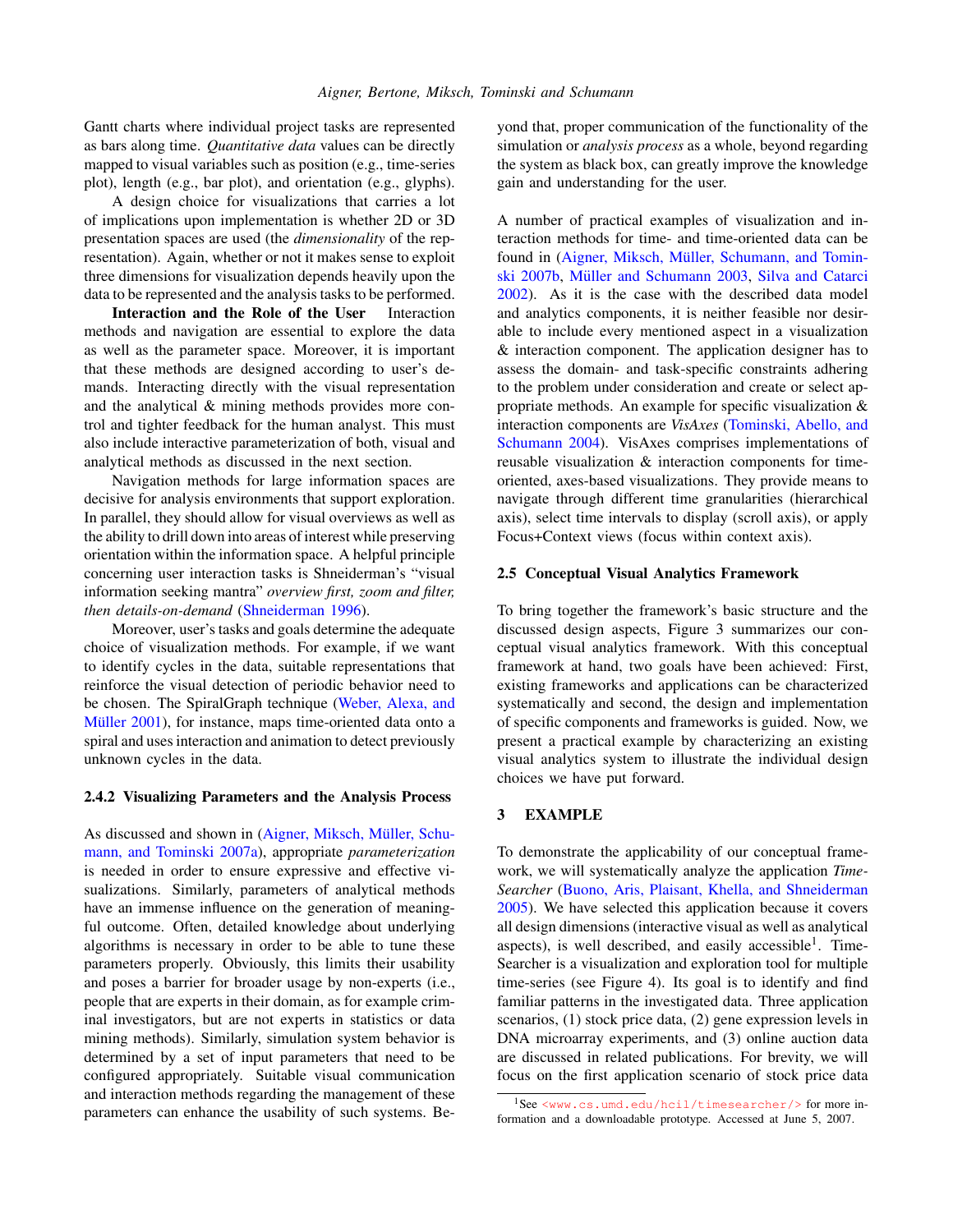Gantt charts where individual project tasks are represented as bars along time. *Quantitative data* values can be directly mapped to visual variables such as position (e.g., time-series plot), length (e.g., bar plot), and orientation (e.g., glyphs).

A design choice for visualizations that carries a lot of implications upon implementation is whether 2D or 3D presentation spaces are used (the *dimensionality* of the representation). Again, whether or not it makes sense to exploit three dimensions for visualization depends heavily upon the data to be represented and the analysis tasks to be performed.

**Interaction and the Role of the User** Interaction methods and navigation are essential to explore the data as well as the parameter space. Moreover, it is important that these methods are designed according to user's demands. Interacting directly with the visual representation and the analytical & mining methods provides more control and tighter feedback for the human analyst. This must also include interactive parameterization of both, visual and analytical methods as discussed in the next section.

Navigation methods for large information spaces are decisive for analysis environments that support exploration. In parallel, they should allow for visual overviews as well as the ability to drill down into areas of interest while preserving orientation within the information space. A helpful principle concerning user interaction tasks is Shneiderman's "visual information seeking mantra" *overview first, zoom and filter, then details-on-demand* (Shneiderman 1996).

Moreover, user's tasks and goals determine the adequate choice of visualization methods. For example, if we want to identify cycles in the data, suitable representations that reinforce the visual detection of periodic behavior need to be chosen. The SpiralGraph technique (Weber, Alexa, and Müller 2001), for instance, maps time-oriented data onto a spiral and uses interaction and animation to detect previously unknown cycles in the data.

### 2.4.2 Visualizing Parameters and the Analysis Process

As discussed and shown in (Aigner, Miksch, Müller, Schumann, and Tominski 2007a), appropriate *parameterization* is needed in order to ensure expressive and effective visualizations. Similarly, parameters of analytical methods have an immense influence on the generation of meaningful outcome. Often, detailed knowledge about underlying algorithms is necessary in order to be able to tune these parameters properly. Obviously, this limits their usability and poses a barrier for broader usage by non-experts (i.e., people that are experts in their domain, as for example criminal investigators, but are not experts in statistics or data mining methods). Similarly, simulation system behavior is determined by a set of input parameters that need to be configured appropriately. Suitable visual communication and interaction methods regarding the management of these parameters can enhance the usability of such systems. Beyond that, proper communication of the functionality of the simulation or *analysis process* as a whole, beyond regarding the system as black box, can greatly improve the knowledge gain and understanding for the user.

A number of practical examples of visualization and interaction methods for time- and time-oriented data can be found in (Aigner, Miksch, Müller, Schumann, and Tominski 2007b, Müller and Schumann 2003, Silva and Catarci 2002). As it is the case with the described data model and analytics components, it is neither feasible nor desirable to include every mentioned aspect in a visualization & interaction component. The application designer has to assess the domain- and task-specific constraints adhering to the problem under consideration and create or select appropriate methods. An example for specific visualization & interaction components are *VisAxes* (Tominski, Abello, and Schumann 2004). VisAxes comprises implementations of reusable visualization & interaction components for time-oriented, axes-based visualizations. They provide means to navigate through different time granularities (hierarchical axis), select time intervals to display (scroll axis), or apply Focus+Context views (focus within context axis).

## 2.5 Conceptual Visual Analytics Framework

To bring together the framework's basic structure and the discussed design aspects, Figure 3 summarizes our conceptual visual analytics framework. With this conceptual framework at hand, two goals have been achieved: First, existing frameworks and applications can be characterized systematically and second, the design and implementation of specific components and frameworks is guided. Now, we present a practical example by characterizing an existing visual analytics system to illustrate the individual design choices we have put forward.

# 3 EXAMPLE

To demonstrate the applicability of our conceptual framework, we will systematically analyze the application *TimeSearcher* (Buono, Aris, Plaisant, Khella, and Shneiderman 2005). We have selected this application because it covers all design dimensions (interactive visual as well as analytical aspects), is well described, and easily accessible[1]. TimeSearcher is a visualization and exploration tool for multiple time-series (see Figure 4). Its goal is to identify and find familiar patterns in the investigated data. Three application scenarios, (1) stock price data, (2) gene expression levels in DNA microarray experiments, and (3) online auction data are discussed in related publications. For brevity, we will focus on the first application scenario of stock price data

[1] See <www.cs.umd.edu/hcil/timesearcher/> for more information and a downloadable prototype. Accessed at June 5, 2007.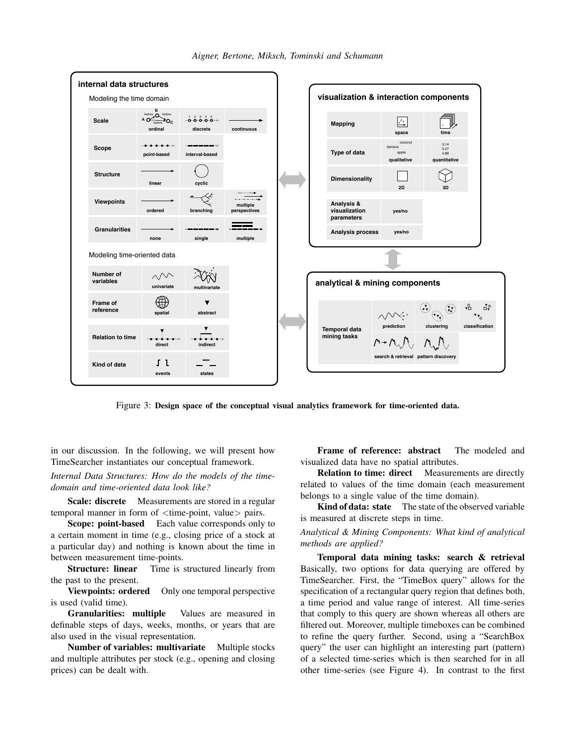Figure 3: **Design space of the conceptual visual analytics framework for time-oriented data.**

in our discussion. In the following, we will present how TimeSearcher instantiates our conceptual framework.

*Internal Data Structures: How do the models of the time-domain and time-oriented data look like?*

**Scale: discrete** Measurements are stored in a regular temporal manner in form of <time-point, value> pairs.

**Scope: point-based** Each value corresponds only to a certain moment in time (e.g., closing price of a stock at a particular day) and nothing is known about the time in between measurement time-points.

**Structure: linear** Time is structured linearly from the past to the present.

**Viewpoints: ordered** Only one temporal perspective is used (valid time).

**Granularities: multiple** Values are measured in definable steps of days, weeks, months, or years that are also used in the visual representation.

**Number of variables: multivariate** Multiple stocks and multiple attributes per stock (e.g., opening and closing prices) can be dealt with.

**Frame of reference: abstract** The modeled and visualized data have no spatial attributes.

**Relation to time: direct** Measurements are directly related to values of the time domain (each measurement belongs to a single value of the time domain).

**Kind of data: state** The state of the observed variable is measured at discrete steps in time.

*Analytical & Mining Components: What kind of analytical methods are applied?*

**Temporal data mining tasks: search & retrieval** Basically, two options for data querying are offered by TimeSearcher. First, the "TimeBox query" allows for the specification of a rectangular query region that defines both, a time period and value range of interest. All time-series that comply to this query are shown whereas all others are filtered out. Moreover, multiple timeboxes can be combined to refine the query further. Second, using a "SearchBox query" the user can highlight an interesting part (pattern) of a selected time-series which is then searched for in all other time-series (see Figure 4). In contrast to the first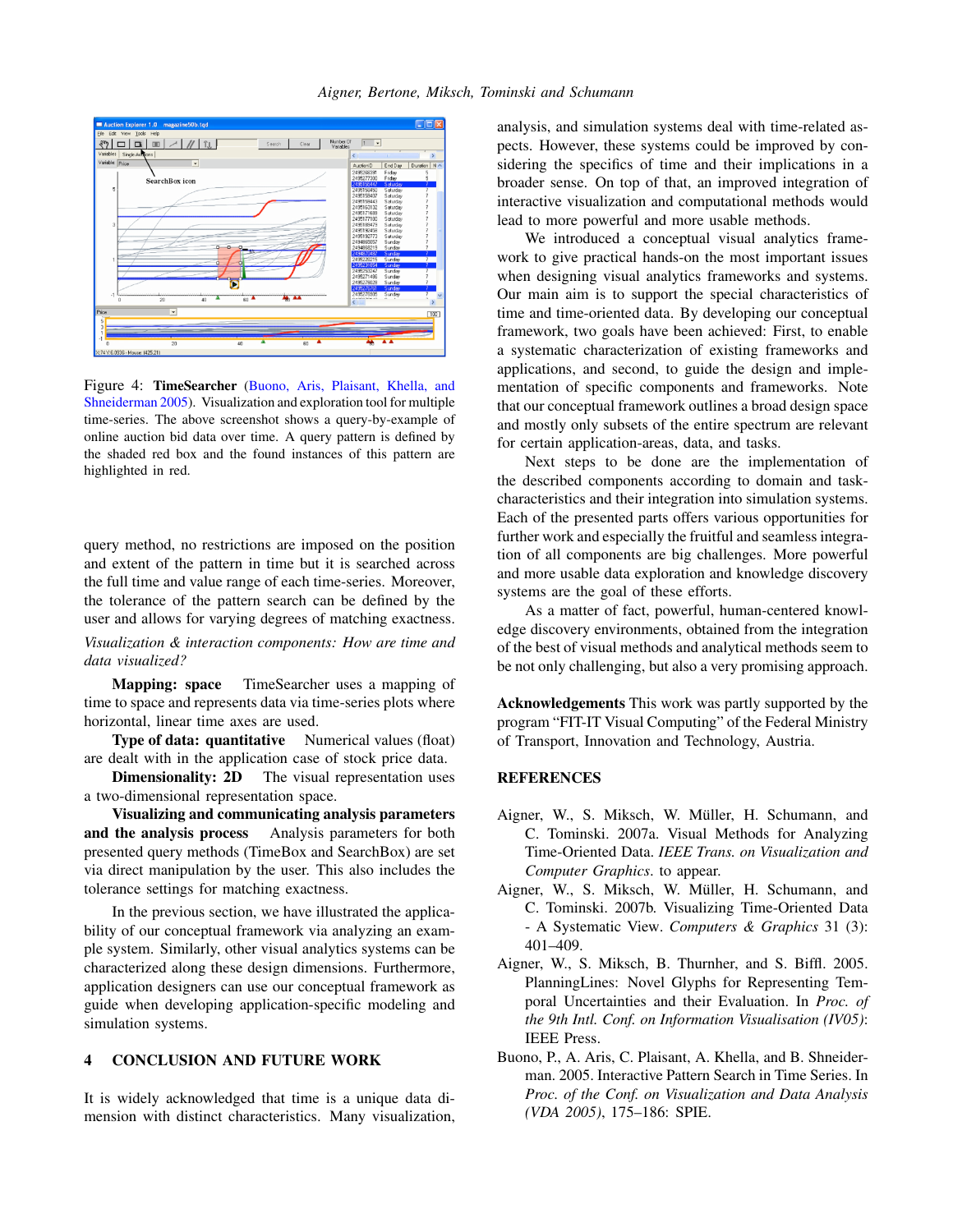Figure 4: **TimeSearcher** (Buono, Aris, Plaisant, Khella, and Shneiderman 2005). Visualization and exploration tool for multiple time-series. The above screenshot shows a query-by-example of online auction bid data over time. A query pattern is defined by the shaded red box and the found instances of this pattern are highlighted in red.

query method, no restrictions are imposed on the position and extent of the pattern in time but it is searched across the full time and value range of each time-series. Moreover, the tolerance of the pattern can be defined by the user and allows for varying degrees of matching exactness.

*Visualization & interaction components: How are time and data visualized?*

**Mapping: space** TimeSearcher uses a mapping of time to space and represents data via time-series plots where horizontal, linear time axes are used.

**Type of data: quantitative** Numerical values (float) are dealt with in the application case of stock price data.

**Dimensionality: 2D** The visual representation uses a two-dimensional representation space.

**Visualizing and communicating analysis parameters and the analysis process** Analysis parameters for both presented query methods (TimeBox and SearchBox) are set via direct manipulation by the user. This also includes the tolerance settings for matching exactness.

In the previous section, we have illustrated the applicability of our conceptual framework via analyzing an example system. Similarly, other visual analytics systems can be characterized along these design dimensions. Furthermore, application designers can use our conceptual framework as guide when developing application-specific modeling and simulation systems.

## 4 CONCLUSION AND FUTURE WORK

It is widely acknowledged that time is a unique data dimension with distinct characteristics. Many visualization, analysis, and simulation systems deal with time-related aspects. However, these systems could be improved by considering the specifics of time and their implications in a broader sense. On top of that, an improved integration of interactive visualization and computational methods would lead to more powerful and more usable methods.

We introduced a conceptual visual analytics framework to give practical hands-on the most important issues when designing visual analytics frameworks and systems. Our main aim is to support the special characteristics of time and time-oriented data. By developing our conceptual framework, two goals have been achieved: First, to enable a systematic characterization of existing frameworks and applications, and second, to guide the design and implementation of specific components and frameworks. Note that our conceptual framework outlines a broad design space and mostly only subsets of the entire spectrum are relevant for certain application-areas, data, and tasks.

Next steps to be done are the implementation of the described components according to domain and task-characteristics and their integration into simulation systems. Each of the presented parts offers various opportunities for further work and especially the fruitful and seamless integration of all components are big challenges. More powerful and more usable data exploration and knowledge discovery systems are the goal of these efforts.

As a matter of fact, powerful, human-centered knowledge discovery environments, obtained from the integration of the best of visual methods and analytical methods seem to be not only challenging, but also a very promising approach.

**Acknowledgements** This work was partly supported by the program "FIT-IT Visual Computing" of the Federal Ministry of Transport, Innovation and Technology, Austria.

## REFERENCES

Aigner, W., S. Miksch, W. Müller, H. Schumann, and C. Tominski. 2007a. Visual Methods for Analyzing Time-Oriented Data. *IEEE Trans. on Visualization and Computer Graphics*. to appear.

Aigner, W., S. Miksch, W. Müller, H. Schumann, and C. Tominski. 2007b. Visualizing Time-Oriented Data - A Systematic View. *Computers & Graphics* 31 (3): 401–409.

Aigner, W., S. Miksch, B. Thurnher, and S. Biffl. 2005. PlanningLines: Novel Glyphs for Representing Temporal Uncertainties and their Evaluation. In *Proc. of the 9th Intl. Conf. on Information Visualisation (IV05)*: IEEE Press.

Buono, P., A. Aris, C. Plaisant, A. Khella, and B. Shneiderman. 2005. Interactive Pattern Search in Time Series. In *Proc. of the Conf. on Visualization and Data Analysis (VDA 2005)*, 175–186: SPIE.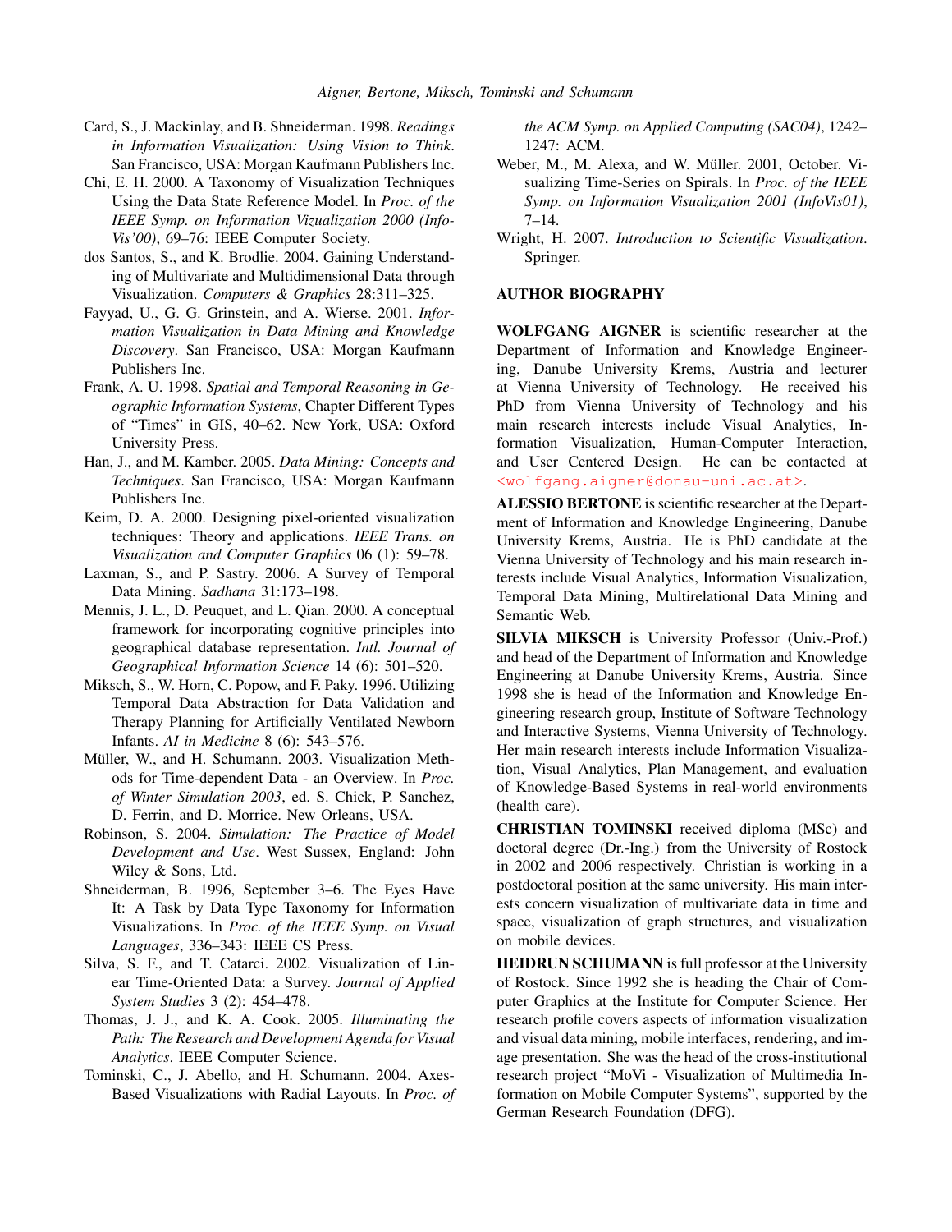Card, S., J. Mackinlay, and B. Shneiderman. 1998. *Readings in Information Visualization: Using Vision to Think*. San Francisco, USA: Morgan Kaufmann Publishers Inc.

Chi, E. H. 2000. A Taxonomy of Visualization Techniques Using the Data State Reference Model. In *Proc. of the IEEE Symp. on Information Vizualization 2000 (InfoVis'00)*, 69–76: IEEE Computer Society.

dos Santos, S., and K. Brodlie. 2004. Gaining Understanding of Multivariate and Multidimensional Data through Visualization. *Computers & Graphics* 28:311–325.

Fayyad, U., G. G. Grinstein, and A. Wierse. 2001. *Information Visualization in Data Mining and Knowledge Discovery*. San Francisco, USA: Morgan Kaufmann Publishers Inc.

Frank, A. U. 1998. *Spatial and Temporal Reasoning in Geographic Information Systems*, Chapter Different Types of "Times" in GIS, 40–62. New York, USA: Oxford University Press.

Han, J., and M. Kamber. 2005. *Data Mining: Concepts and Techniques*. San Francisco, USA: Morgan Kaufmann Publishers Inc.

Keim, D. A. 2000. Designing pixel-oriented visualization techniques: Theory and applications. *IEEE Trans. on Visualization and Computer Graphics* 06 (1): 59–78.

Laxman, S., and P. Sastry. 2006. A Survey of Temporal Data Mining. *Sadhana* 31:173–198.

Mennis, J. L., D. Peuquet, and L. Qian. 2000. A conceptual framework for incorporating cognitive principles into geographical database representation. *Intl. Journal of Geographical Information Science* 14 (6): 501–520.

Miksch, S., W. Horn, C. Popow, and F. Paky. 1996. Utilizing Temporal Data Abstraction for Data Validation and Therapy Planning for Artificially Ventilated Newborn Infants. *AI in Medicine* 8 (6): 543–576.

Müller, W., and H. Schumann. 2003. Visualization Methods for Time-dependent Data - an Overview. In *Proc. of Winter Simulation 2003*, ed. S. Chick, P. Sanchez, D. Ferrin, and D. Morrice. New Orleans, USA.

Robinson, S. 2004. *Simulation: The Practice of Model Development and Use*. West Sussex, England: John Wiley & Sons, Ltd.

Shneiderman, B. 1996, September 3–6. The Eyes Have It: A Task by Data Type Taxonomy for Information Visualizations. In *Proc. of the IEEE Symp. on Visual Languages*, 336–343: IEEE CS Press.

Silva, S. F., and T. Catarci. 2002. Visualization of Linear Time-Oriented Data: a Survey. *Journal of Applied System Studies* 3 (2): 454–478.

Thomas, J. J., and K. A. Cook. 2005. *Illuminating the Path: The Research and Development Agenda for Visual Analytics*. IEEE Computer Science.

Tominski, C., J. Abello, and H. Schumann. 2004. Axes-Based Visualizations with Radial Layouts. In *Proc. of the ACM Symp. on Applied Computing (SAC04)*, 1242–1247: ACM.

Weber, M., M. Alexa, and W. Müller. 2001, October. Visualizing Time-Series on Spirals. In *Proc. of the IEEE Symp. on Information Visualization 2001 (InfoVis01)*, 7–14.

Wright, H. 2007. *Introduction to Scientific Visualization*. Springer.

## AUTHOR BIOGRAPHY

**WOLFGANG AIGNER** is scientific researcher at the Department of Information and Knowledge Engineering, Danube University Krems, Austria and lecturer at Vienna University of Technology. He received his PhD from Vienna University of Technology and his main research interests include Visual Analytics, Information Visualization, Human-Computer Interaction, and User Centered Design. He can be contacted at <wolfgang.aigner@donau-uni.ac.at>.

**ALESSIO BERTONE** is scientific researcher at the Department of Information and Knowledge Engineering, Danube University Krems, Austria. He is PhD candidate at the Vienna University of Technology and his main research interests include Visual Analytics, Information Visualization, Temporal Data Mining, Multirelational Data Mining and Semantic Web.

**SILVIA MIKSCH** is University Professor (Univ.-Prof.) and head of the Department of Information and Knowledge Engineering at Danube University Krems, Austria. Since 1998 she is head of the Information and Knowledge Engineering research group, Institute of Software Technology and Interactive Systems, Vienna University of Technology. Her main research interests include Information Visualization, Visual Analytics, Plan Management, and evaluation of Knowledge-Based Systems in real-world environments (health care).

**CHRISTIAN TOMINSKI** received diploma (MSc) and doctoral degree (Dr.-Ing.) from the University of Rostock in 2002 and 2006 respectively. Christian is working in a postdoctoral position at the same university. His main interests concern visualization of multivariate data in time and space, visualization of graph structures, and visualization on mobile devices.

**HEIDRUN SCHUMANN** is full professor at the University of Rostock. Since 1992 she is heading the Chair of Computer Graphics at the Institute for Computer Science. Her research profile covers aspects of information visualization and visual data mining, mobile interfaces, rendering, and image presentation. She was the head of the cross-institutional research project "MoVi - Visualization of Multimedia Information on Mobile Computer Systems", supported by the German Research Foundation (DFG).